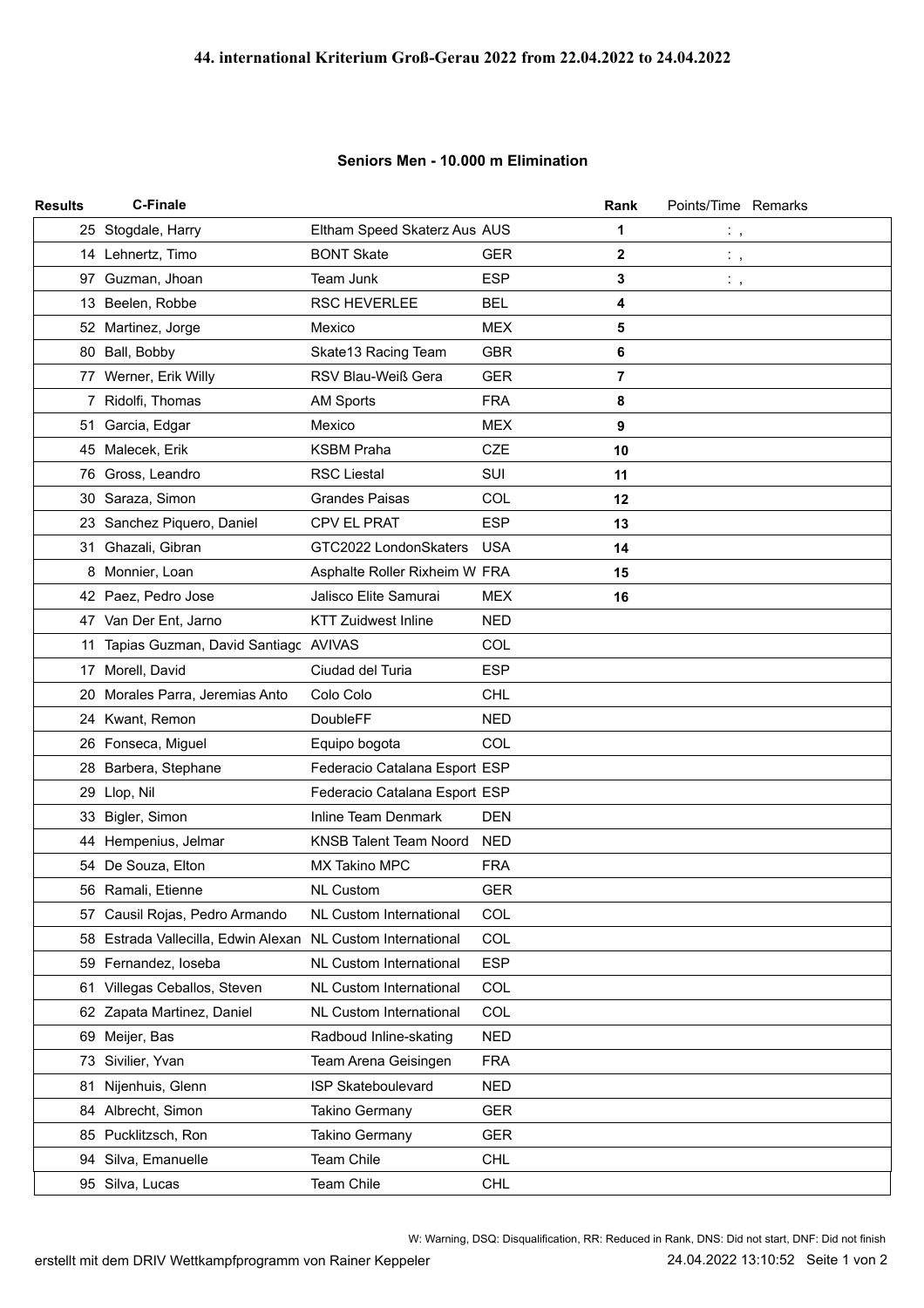# 44. international Kriterium Groß-Gerau 2022 from 22.04.2022 to 24.04.2022

## Seniors Men - 10.000 m Elimination

| Results | C-Finale | | | Rank | Points/Time | Remarks |
|---|---|---|---|---|---|---|
| 25 | Stogdale, Harry | Eltham Speed Skaterz Aus | AUS | 1 | : , | |
| 14 | Lehnertz, Timo | BONT Skate | GER | 2 | : , | |
| 97 | Guzman, Jhoan | Team Junk | ESP | 3 | : , | |
| 13 | Beelen, Robbe | RSC HEVERLEE | BEL | 4 | | |
| 52 | Martinez, Jorge | Mexico | MEX | 5 | | |
| 80 | Ball, Bobby | Skate13 Racing Team | GBR | 6 | | |
| 77 | Werner, Erik Willy | RSV Blau-Weiß Gera | GER | 7 | | |
| 7 | Ridolfi, Thomas | AM Sports | FRA | 8 | | |
| 51 | Garcia, Edgar | Mexico | MEX | 9 | | |
| 45 | Malecek, Erik | KSBM Praha | CZE | 10 | | |
| 76 | Gross, Leandro | RSC Liestal | SUI | 11 | | |
| 30 | Saraza, Simon | Grandes Paisas | COL | 12 | | |
| 23 | Sanchez Piquero, Daniel | CPV EL PRAT | ESP | 13 | | |
| 31 | Ghazali, Gibran | GTC2022 LondonSkaters | USA | 14 | | |
| 8 | Monnier, Loan | Asphalte Roller Rixheim W | FRA | 15 | | |
| 42 | Paez, Pedro Jose | Jalisco Elite Samurai | MEX | 16 | | |
| 47 | Van Der Ent, Jarno | KTT Zuidwest Inline | NED | | | |
| 11 | Tapias Guzman, David Santiago | AVIVAS | COL | | | |
| 17 | Morell, David | Ciudad del Turia | ESP | | | |
| 20 | Morales Parra, Jeremias Anto | Colo Colo | CHL | | | |
| 24 | Kwant, Remon | DoubleFF | NED | | | |
| 26 | Fonseca, Miguel | Equipo bogota | COL | | | |
| 28 | Barbera, Stephane | Federacio Catalana Esport | ESP | | | |
| 29 | Llop, Nil | Federacio Catalana Esport | ESP | | | |
| 33 | Bigler, Simon | Inline Team Denmark | DEN | | | |
| 44 | Hempenius, Jelmar | KNSB Talent Team Noord | NED | | | |
| 54 | De Souza, Elton | MX Takino MPC | FRA | | | |
| 56 | Ramali, Etienne | NL Custom | GER | | | |
| 57 | Causil Rojas, Pedro Armando | NL Custom International | COL | | | |
| 58 | Estrada Vallecilla, Edwin Alexan | NL Custom International | COL | | | |
| 59 | Fernandez, Ioseba | NL Custom International | ESP | | | |
| 61 | Villegas Ceballos, Steven | NL Custom International | COL | | | |
| 62 | Zapata Martinez, Daniel | NL Custom International | COL | | | |
| 69 | Meijer, Bas | Radboud Inline-skating | NED | | | |
| 73 | Sivilier, Yvan | Team Arena Geisingen | FRA | | | |
| 81 | Nijenhuis, Glenn | ISP Skateboulevard | NED | | | |
| 84 | Albrecht, Simon | Takino Germany | GER | | | |
| 85 | Pucklitzsch, Ron | Takino Germany | GER | | | |
| 94 | Silva, Emanuelle | Team Chile | CHL | | | |
| 95 | Silva, Lucas | Team Chile | CHL | | | |

W: Warning, DSQ: Disqualification, RR: Reduced in Rank, DNS: Did not start, DNF: Did not finish

erstellt mit dem DRIV Wettkampfprogramm von Rainer Keppeler — 24.04.2022 13:10:52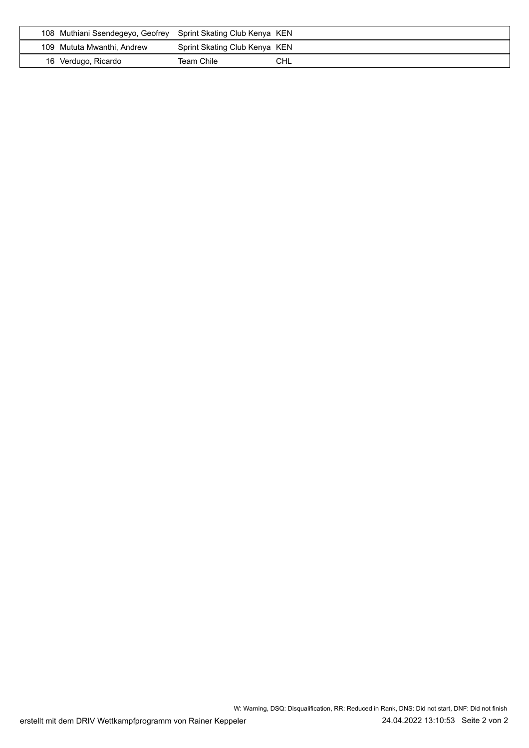| | | | |
|---|---|---|---|
| 108 | Muthiani Ssendegeyo, Geofrey | Sprint Skating Club Kenya | KEN |
| 109 | Mututa Mwanthi, Andrew | Sprint Skating Club Kenya | KEN |
| 16 | Verdugo, Ricardo | Team Chile | CHL |

W: Warning, DSQ: Disqualification, RR: Reduced in Rank, DNS: Did not start, DNF: Did not finish

erstellt mit dem DRIV Wettkampfprogramm von Rainer Keppeler

24.04.2022 13:10:53